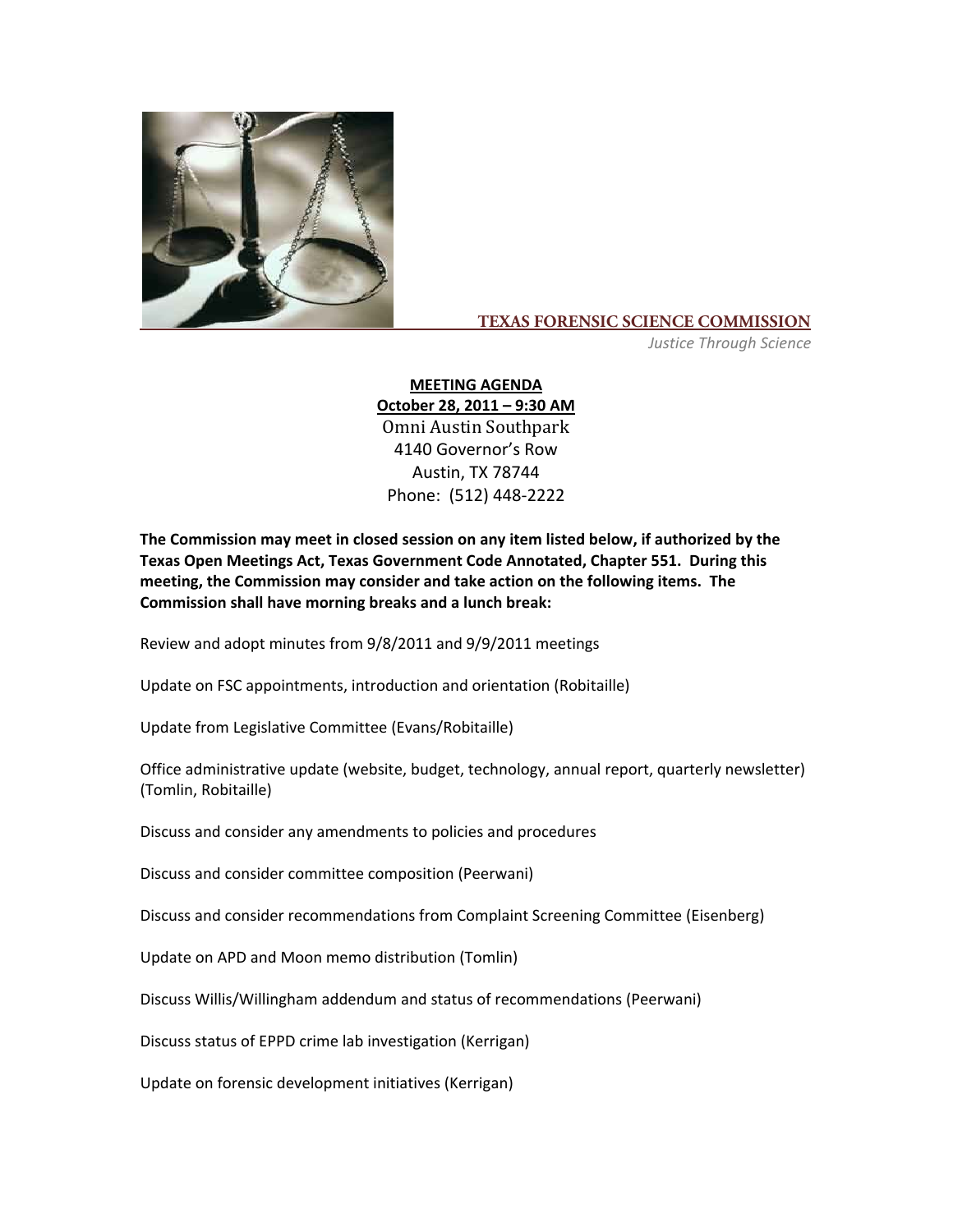# TEXAS FORENSIC SCIENCE COMMISSION

*Justice Through Science*

**MEETING AGENDA**
**October 28, 2011 – 9:30 AM**
Omni Austin Southpark
4140 Governor's Row
Austin, TX 78744
Phone: (512) 448-2222

**The Commission may meet in closed session on any item listed below, if authorized by the Texas Open Meetings Act, Texas Government Code Annotated, Chapter 551. During this meeting, the Commission may consider and take action on the following items. The Commission shall have morning breaks and a lunch break:**

Review and adopt minutes from 9/8/2011 and 9/9/2011 meetings

Update on FSC appointments, introduction and orientation (Robitaille)

Update from Legislative Committee (Evans/Robitaille)

Office administrative update (website, budget, technology, annual report, quarterly newsletter) (Tomlin, Robitaille)

Discuss and consider any amendments to policies and procedures

Discuss and consider committee composition (Peerwani)

Discuss and consider recommendations from Complaint Screening Committee (Eisenberg)

Update on APD and Moon memo distribution (Tomlin)

Discuss Willis/Willingham addendum and status of recommendations (Peerwani)

Discuss status of EPPD crime lab investigation (Kerrigan)

Update on forensic development initiatives (Kerrigan)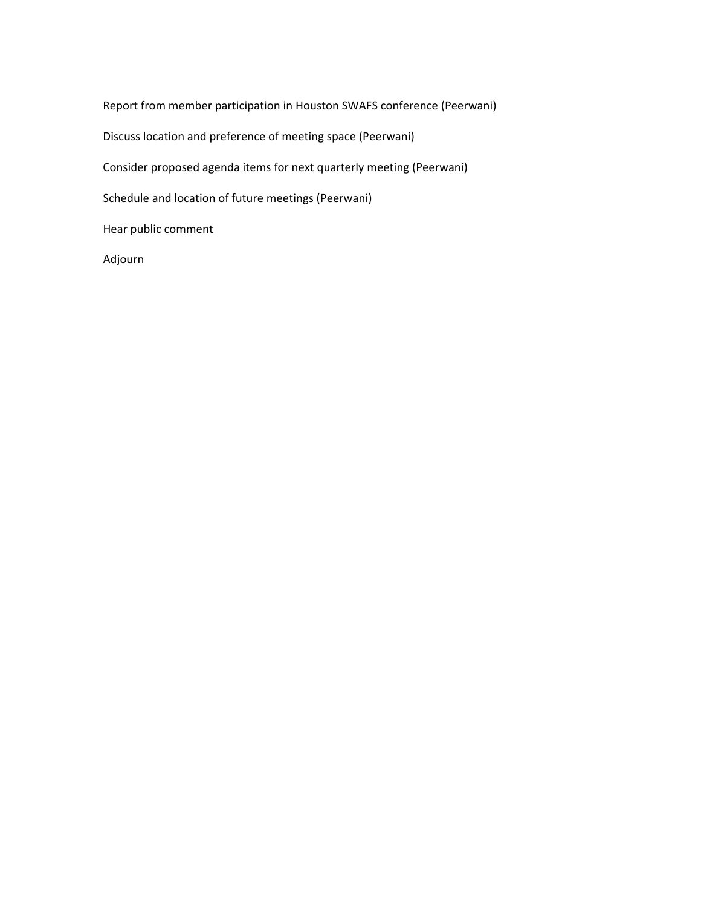Report from member participation in Houston SWAFS conference (Peerwani)

Discuss location and preference of meeting space (Peerwani)

Consider proposed agenda items for next quarterly meeting (Peerwani)

Schedule and location of future meetings (Peerwani)

Hear public comment

Adjourn